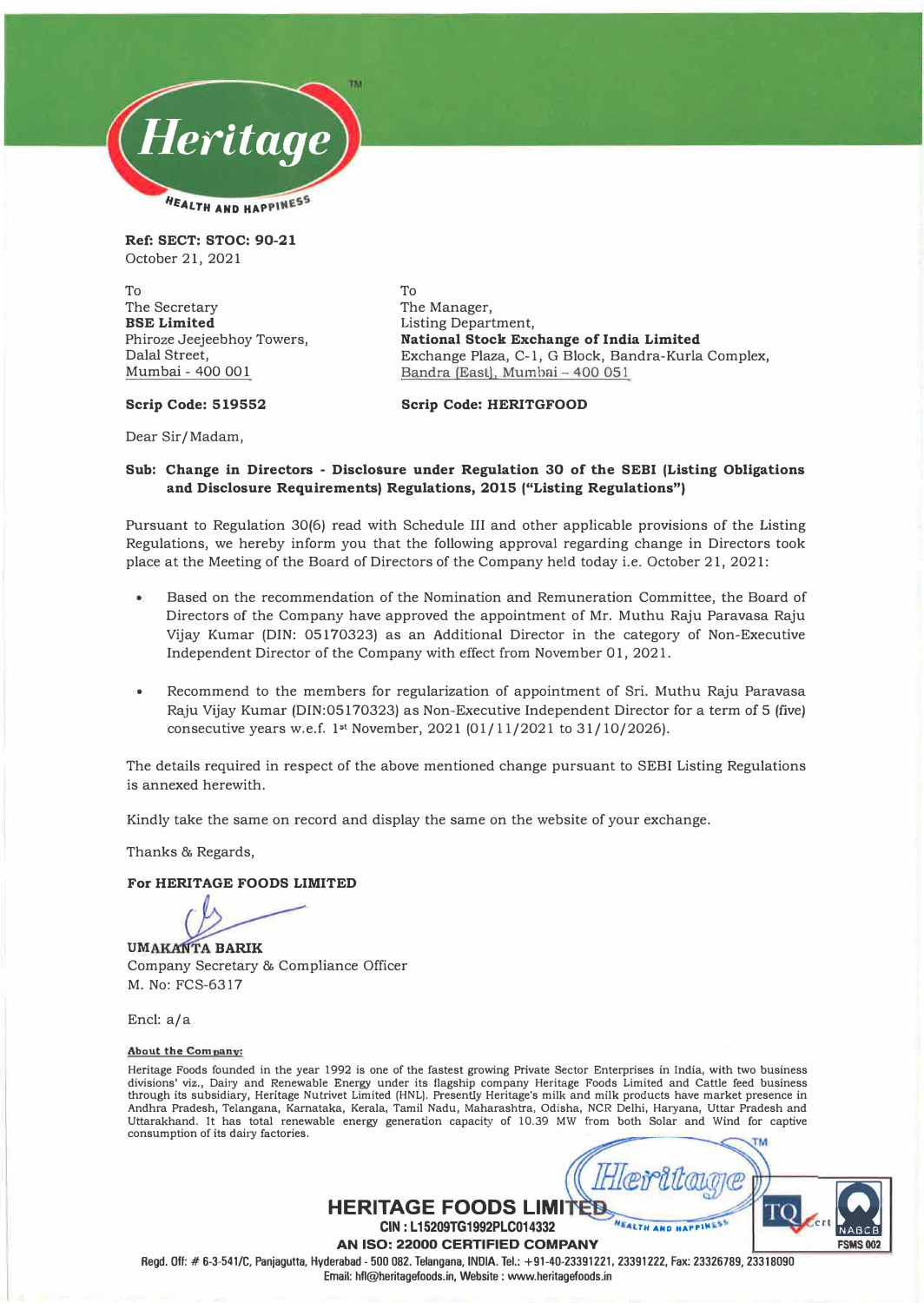**Ref: SECT: STOC: 90-21**
October 21, 2021

To
The Secretary
**BSE Limited**
Phiroze Jeejeebhoy Towers,
Dalal Street,
Mumbai - 400 001

**Scrip Code: 519552**

To
The Manager,
Listing Department,
**National Stock Exchange of India Limited**
Exchange Plaza, C-1, G Block, Bandra-Kurla Complex,
Bandra (East), Mumbai – 400 051

**Scrip Code: HERITGFOOD**

Dear Sir/Madam,

**Sub: Change in Directors - Disclosure under Regulation 30 of the SEBI (Listing Obligations and Disclosure Requirements) Regulations, 2015 ("Listing Regulations")**

Pursuant to Regulation 30(6) read with Schedule III and other applicable provisions of the Listing Regulations, we hereby inform you that the following approval regarding change in Directors took place at the Meeting of the Board of Directors of the Company held today i.e. October 21, 2021:

- Based on the recommendation of the Nomination and Remuneration Committee, the Board of Directors of the Company have approved the appointment of Mr. Muthu Raju Paravasa Raju Vijay Kumar (DIN: 05170323) as an Additional Director in the category of Non-Executive Independent Director of the Company with effect from November 01, 2021.

- Recommend to the members for regularization of appointment of Sri. Muthu Raju Paravasa Raju Vijay Kumar (DIN:05170323) as Non-Executive Independent Director for a term of 5 (five) consecutive years w.e.f. 1st November, 2021 (01/11/2021 to 31/10/2026).

The details required in respect of the above mentioned change pursuant to SEBI Listing Regulations is annexed herewith.

Kindly take the same on record and display the same on the website of your exchange.

Thanks & Regards,

**For HERITAGE FOODS LIMITED**

**UMAKANTA BARIK**
Company Secretary & Compliance Officer
M. No: FCS-6317

Encl: a/a

**About the Company:**

Heritage Foods founded in the year 1992 is one of the fastest growing Private Sector Enterprises in India, with two business divisions' viz., Dairy and Renewable Energy under its flagship company Heritage Foods Limited and Cattle feed business through its subsidiary, Heritage Nutrivet Limited (HNL). Presently Heritage's milk and milk products have market presence in Andhra Pradesh, Telangana, Karnataka, Kerala, Tamil Nadu, Maharashtra, Odisha, NCR Delhi, Haryana, Uttar Pradesh and Uttarakhand. It has total renewable energy generation capacity of 10.39 MW from both Solar and Wind for captive consumption of its dairy factories.

**HERITAGE FOODS LIMITED**
**CIN : L15209TG1992PLC014332**
**AN ISO: 22000 CERTIFIED COMPANY**
Regd. Off: # 6-3-541/C, Panjagutta, Hyderabad - 500 082. Telangana, INDIA. Tel.: +91-40-23391221, 23391222, Fax: 23326789, 23318090
Email: hfl@heritagefoods.in, Website : www.heritagefoods.in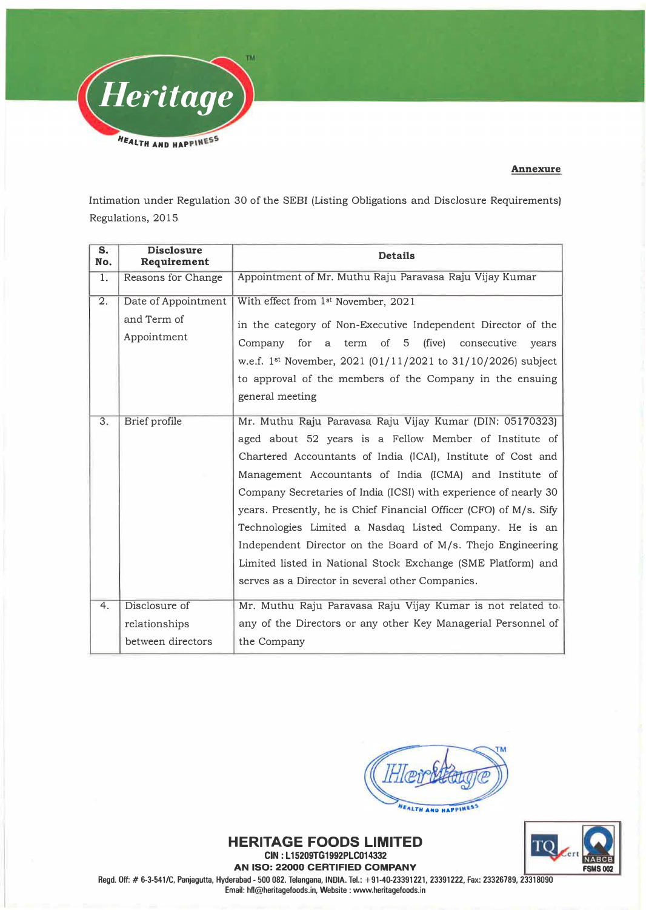**Annexure**

Intimation under Regulation 30 of the SEBI (Listing Obligations and Disclosure Requirements) Regulations, 2015

| S. No. | Disclosure Requirement | Details |
|---|---|---|
| 1. | Reasons for Change | Appointment of Mr. Muthu Raju Paravasa Raju Vijay Kumar |
| 2. | Date of Appointment and Term of Appointment | With effect from 1st November, 2021<br><br>in the category of Non-Executive Independent Director of the Company for a term of 5 (five) consecutive years w.e.f. 1st November, 2021 (01/11/2021 to 31/10/2026) subject to approval of the members of the Company in the ensuing general meeting |
| 3. | Brief profile | Mr. Muthu Raju Paravasa Raju Vijay Kumar (DIN: 05170323) aged about 52 years is a Fellow Member of Institute of Chartered Accountants of India (ICAI), Institute of Cost and Management Accountants of India (ICMA) and Institute of Company Secretaries of India (ICSI) with experience of nearly 30 years. Presently, he is Chief Financial Officer (CFO) of M/s. Sify Technologies Limited a Nasdaq Listed Company. He is an Independent Director on the Board of M/s. Thejo Engineering Limited listed in National Stock Exchange (SME Platform) and serves as a Director in several other Companies. |
| 4. | Disclosure of relationships between directors | Mr. Muthu Raju Paravasa Raju Vijay Kumar is not related to any of the Directors or any other Key Managerial Personnel of the Company |

**HERITAGE FOODS LIMITED**
CIN : L15209TG1992PLC014332
AN ISO: 22000 CERTIFIED COMPANY
Regd. Off: # 6-3-541/C, Panjagutta, Hyderabad - 500 082. Telangana, INDIA. Tel.: +91-40-23391221, 23391222, Fax: 23326789, 23318090
Email: hfl@heritagefoods.in, Website : www.heritagefoods.in